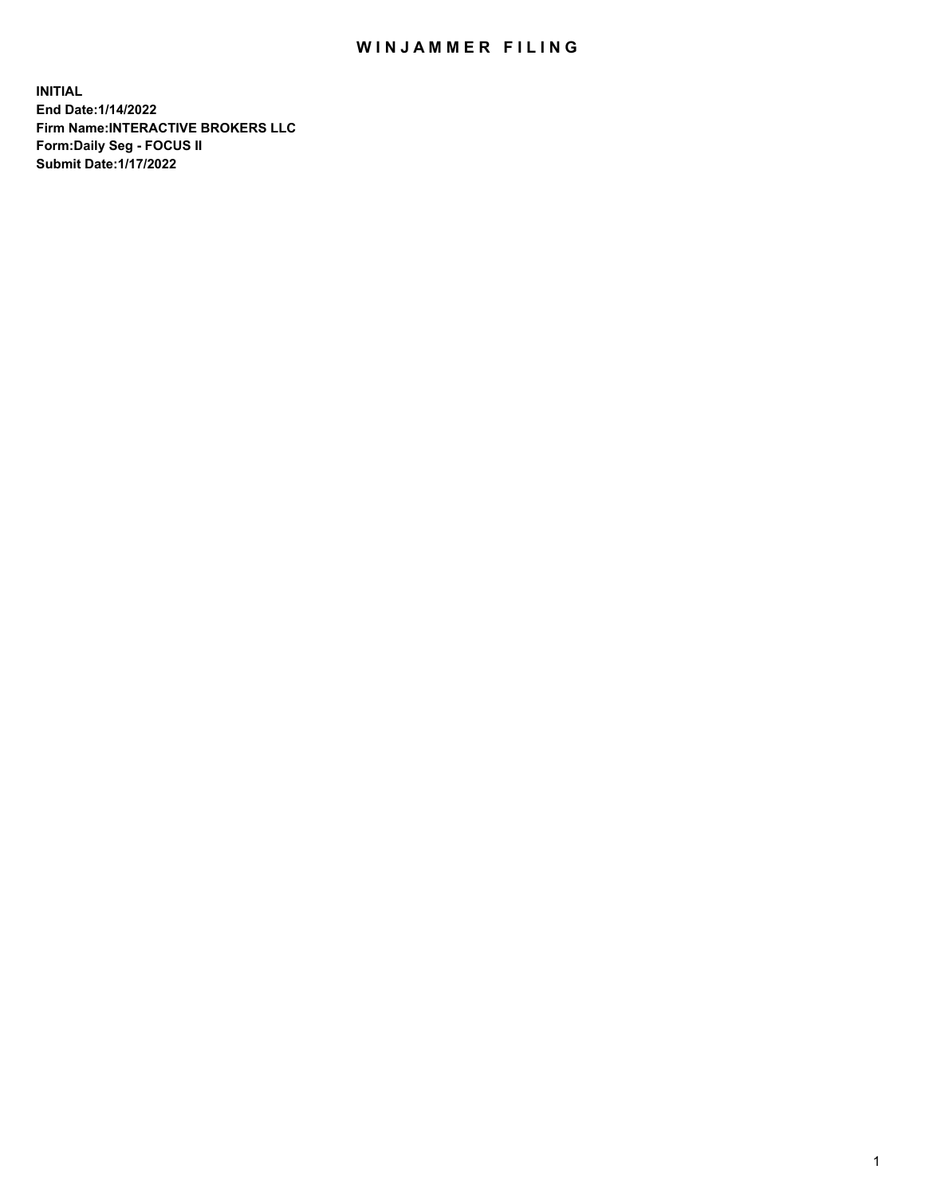# WINJAMMER FILING

**INITIAL**
**End Date:1/14/2022**
**Firm Name:INTERACTIVE BROKERS LLC**
**Form:Daily Seg - FOCUS II**
**Submit Date:1/17/2022**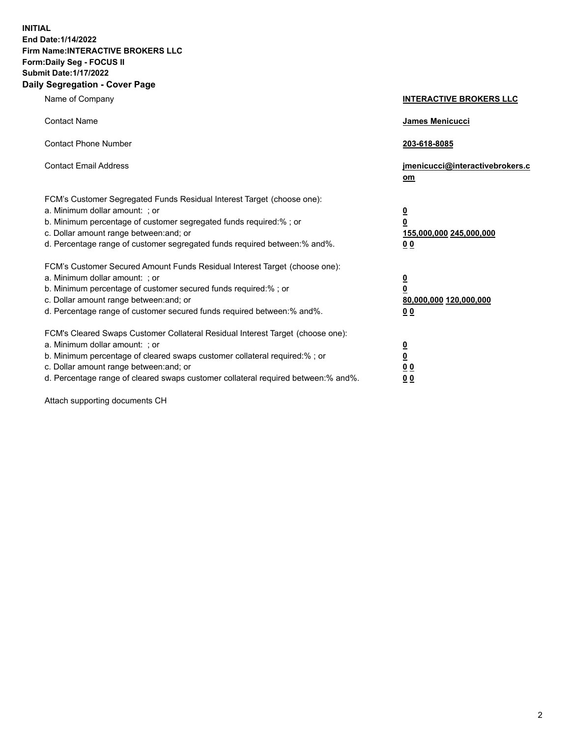**INITIAL**
**End Date:1/14/2022**
**Firm Name:INTERACTIVE BROKERS LLC**
**Form:Daily Seg - FOCUS II**
**Submit Date:1/17/2022**

## Daily Segregation - Cover Page

| | |
|---|---|
| Name of Company | **INTERACTIVE BROKERS LLC** |
| Contact Name | **James Menicucci** |
| Contact Phone Number | **203-618-8085** |
| Contact Email Address | **jmenicucci@interactivebrokers.com** |

FCM's Customer Segregated Funds Residual Interest Target (choose one):

| | |
|---|---|
| a. Minimum dollar amount: ; or | **0** |
| b. Minimum percentage of customer segregated funds required:% ; or | **0** |
| c. Dollar amount range between:and; or | **155,000,000** **245,000,000** |
| d. Percentage range of customer segregated funds required between:% and%. | **0** **0** |

FCM's Customer Secured Amount Funds Residual Interest Target (choose one):

| | |
|---|---|
| a. Minimum dollar amount: ; or | **0** |
| b. Minimum percentage of customer secured funds required:% ; or | **0** |
| c. Dollar amount range between:and; or | **80,000,000** **120,000,000** |
| d. Percentage range of customer secured funds required between:% and%. | **0** **0** |

FCM's Cleared Swaps Customer Collateral Residual Interest Target (choose one):

| | |
|---|---|
| a. Minimum dollar amount: ; or | **0** |
| b. Minimum percentage of cleared swaps customer collateral required:% ; or | **0** |
| c. Dollar amount range between:and; or | **0** **0** |
| d. Percentage range of cleared swaps customer collateral required between:% and%. | **0** **0** |

Attach supporting documents CH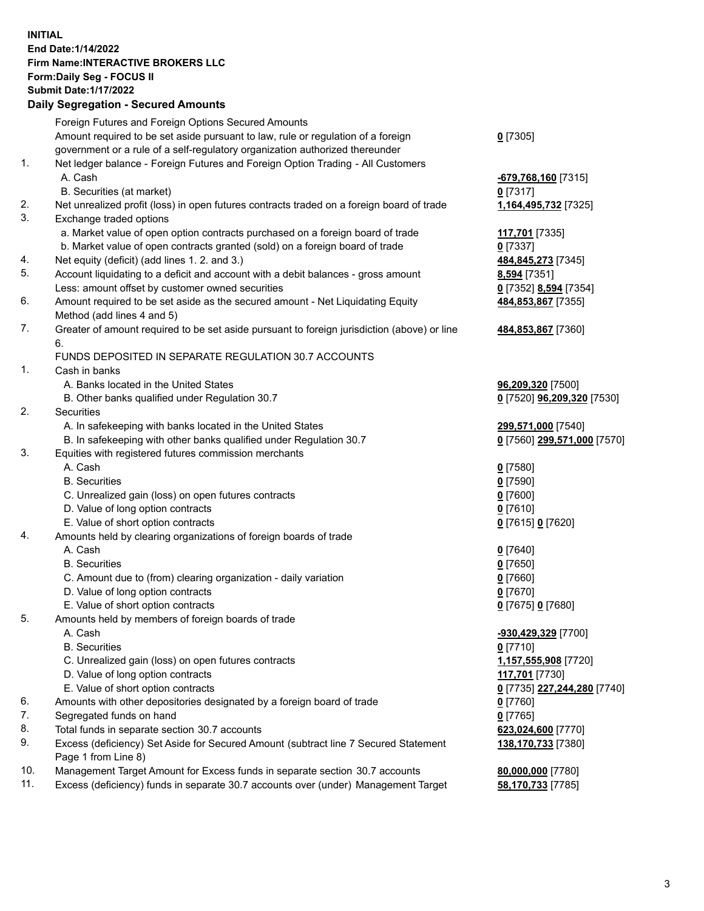**INITIAL**
**End Date:1/14/2022**
**Firm Name:INTERACTIVE BROKERS LLC**
**Form:Daily Seg - FOCUS II**
**Submit Date:1/17/2022**

## Daily Segregation - Secured Amounts

| | | |
|---|---|---|
| | Foreign Futures and Foreign Options Secured Amounts | |
| | Amount required to be set aside pursuant to law, rule or regulation of a foreign government or a rule of a self-regulatory organization authorized thereunder | **0** [7305] |
| 1. | Net ledger balance - Foreign Futures and Foreign Option Trading - All Customers | |
| | A. Cash | **-679,768,160** [7315] |
| | B. Securities (at market) | **0** [7317] |
| 2. | Net unrealized profit (loss) in open futures contracts traded on a foreign board of trade | **1,164,495,732** [7325] |
| 3. | Exchange traded options | |
| | a. Market value of open option contracts purchased on a foreign board of trade | **117,701** [7335] |
| | b. Market value of open contracts granted (sold) on a foreign board of trade | **0** [7337] |
| 4. | Net equity (deficit) (add lines 1. 2. and 3.) | **484,845,273** [7345] |
| 5. | Account liquidating to a deficit and account with a debit balances - gross amount | **8,594** [7351] |
| | Less: amount offset by customer owned securities | **0** [7352] **8,594** [7354] |
| 6. | Amount required to be set aside as the secured amount - Net Liquidating Equity Method (add lines 4 and 5) | **484,853,867** [7355] |
| 7. | Greater of amount required to be set aside pursuant to foreign jurisdiction (above) or line 6. | **484,853,867** [7360] |
| | FUNDS DEPOSITED IN SEPARATE REGULATION 30.7 ACCOUNTS | |
| 1. | Cash in banks | |
| | A. Banks located in the United States | **96,209,320** [7500] |
| | B. Other banks qualified under Regulation 30.7 | **0** [7520] **96,209,320** [7530] |
| 2. | Securities | |
| | A. In safekeeping with banks located in the United States | **299,571,000** [7540] |
| | B. In safekeeping with other banks qualified under Regulation 30.7 | **0** [7560] **299,571,000** [7570] |
| 3. | Equities with registered futures commission merchants | |
| | A. Cash | **0** [7580] |
| | B. Securities | **0** [7590] |
| | C. Unrealized gain (loss) on open futures contracts | **0** [7600] |
| | D. Value of long option contracts | **0** [7610] |
| | E. Value of short option contracts | **0** [7615] **0** [7620] |
| 4. | Amounts held by clearing organizations of foreign boards of trade | |
| | A. Cash | **0** [7640] |
| | B. Securities | **0** [7650] |
| | C. Amount due to (from) clearing organization - daily variation | **0** [7660] |
| | D. Value of long option contracts | **0** [7670] |
| | E. Value of short option contracts | **0** [7675] **0** [7680] |
| 5. | Amounts held by members of foreign boards of trade | |
| | A. Cash | **-930,429,329** [7700] |
| | B. Securities | **0** [7710] |
| | C. Unrealized gain (loss) on open futures contracts | **1,157,555,908** [7720] |
| | D. Value of long option contracts | **117,701** [7730] |
| | E. Value of short option contracts | **0** [7735] **227,244,280** [7740] |
| 6. | Amounts with other depositories designated by a foreign board of trade | **0** [7760] |
| 7. | Segregated funds on hand | **0** [7765] |
| 8. | Total funds in separate section 30.7 accounts | **623,024,600** [7770] |
| 9. | Excess (deficiency) Set Aside for Secured Amount (subtract line 7 Secured Statement Page 1 from Line 8) | **138,170,733** [7380] |
| 10. | Management Target Amount for Excess funds in separate section 30.7 accounts | **80,000,000** [7780] |
| 11. | Excess (deficiency) funds in separate 30.7 accounts over (under) Management Target | **58,170,733** [7785] |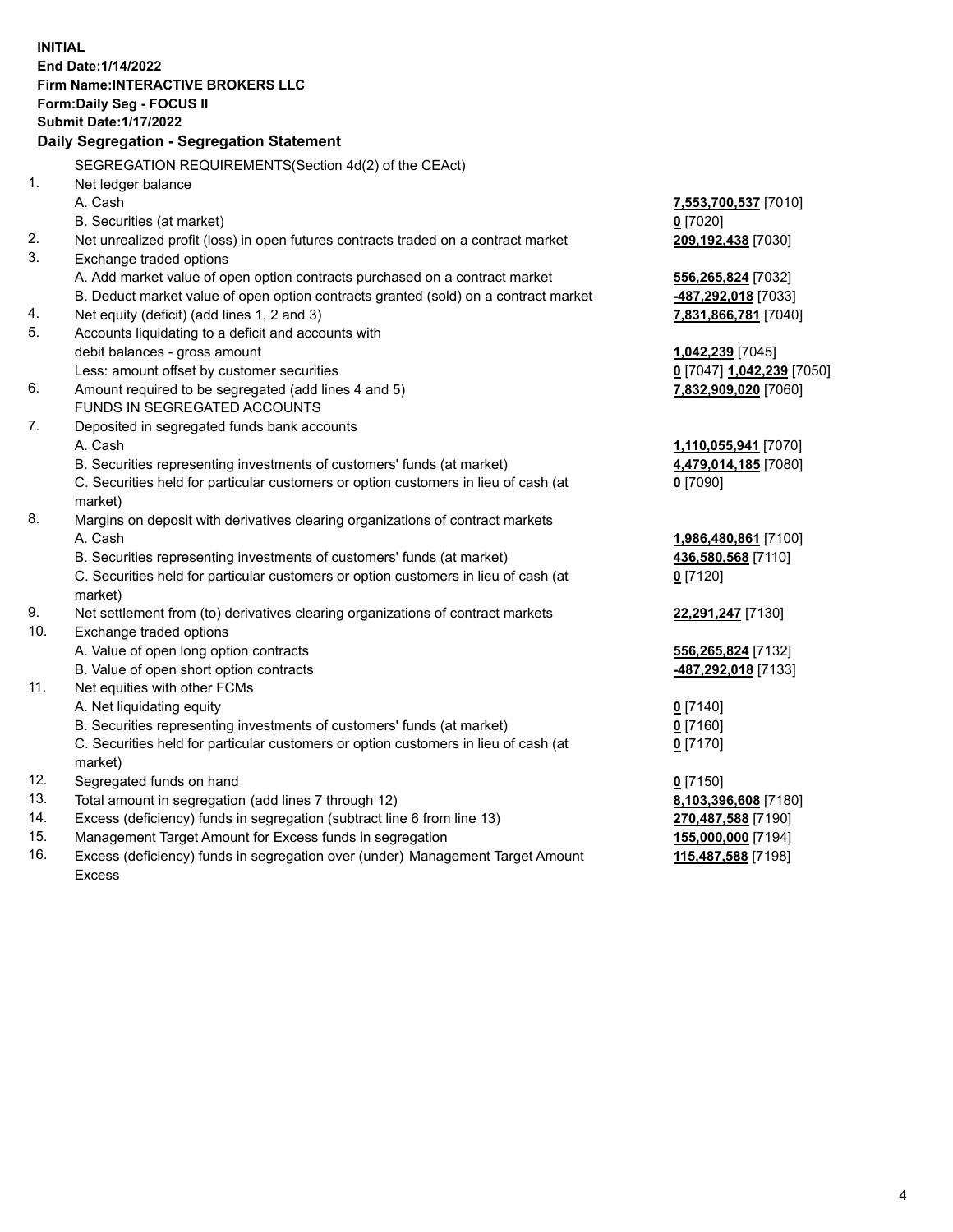**INITIAL**
**End Date:1/14/2022**
**Firm Name:INTERACTIVE BROKERS LLC**
**Form:Daily Seg - FOCUS II**
**Submit Date:1/17/2022**

**Daily Segregation - Segregation Statement**

SEGREGATION REQUIREMENTS(Section 4d(2) of the CEAct)

| | | |
|---|---|---|
| 1. | Net ledger balance | |
| | A. Cash | **7,553,700,537** [7010] |
| | B. Securities (at market) | **0** [7020] |
| 2. | Net unrealized profit (loss) in open futures contracts traded on a contract market | **209,192,438** [7030] |
| 3. | Exchange traded options | |
| | A. Add market value of open option contracts purchased on a contract market | **556,265,824** [7032] |
| | B. Deduct market value of open option contracts granted (sold) on a contract market | **-487,292,018** [7033] |
| 4. | Net equity (deficit) (add lines 1, 2 and 3) | **7,831,866,781** [7040] |
| 5. | Accounts liquidating to a deficit and accounts with debit balances - gross amount | **1,042,239** [7045] |
| | Less: amount offset by customer securities | **0** [7047] **1,042,239** [7050] |
| 6. | Amount required to be segregated (add lines 4 and 5) | **7,832,909,020** [7060] |
| | FUNDS IN SEGREGATED ACCOUNTS | |
| 7. | Deposited in segregated funds bank accounts | |
| | A. Cash | **1,110,055,941** [7070] |
| | B. Securities representing investments of customers' funds (at market) | **4,479,014,185** [7080] |
| | C. Securities held for particular customers or option customers in lieu of cash (at market) | **0** [7090] |
| 8. | Margins on deposit with derivatives clearing organizations of contract markets | |
| | A. Cash | **1,986,480,861** [7100] |
| | B. Securities representing investments of customers' funds (at market) | **436,580,568** [7110] |
| | C. Securities held for particular customers or option customers in lieu of cash (at market) | **0** [7120] |
| 9. | Net settlement from (to) derivatives clearing organizations of contract markets | **22,291,247** [7130] |
| 10. | Exchange traded options | |
| | A. Value of open long option contracts | **556,265,824** [7132] |
| | B. Value of open short option contracts | **-487,292,018** [7133] |
| 11. | Net equities with other FCMs | |
| | A. Net liquidating equity | **0** [7140] |
| | B. Securities representing investments of customers' funds (at market) | **0** [7160] |
| | C. Securities held for particular customers or option customers in lieu of cash (at market) | **0** [7170] |
| 12. | Segregated funds on hand | **0** [7150] |
| 13. | Total amount in segregation (add lines 7 through 12) | **8,103,396,608** [7180] |
| 14. | Excess (deficiency) funds in segregation (subtract line 6 from line 13) | **270,487,588** [7190] |
| 15. | Management Target Amount for Excess funds in segregation | **155,000,000** [7194] |
| 16. | Excess (deficiency) funds in segregation over (under) Management Target Amount Excess | **115,487,588** [7198] |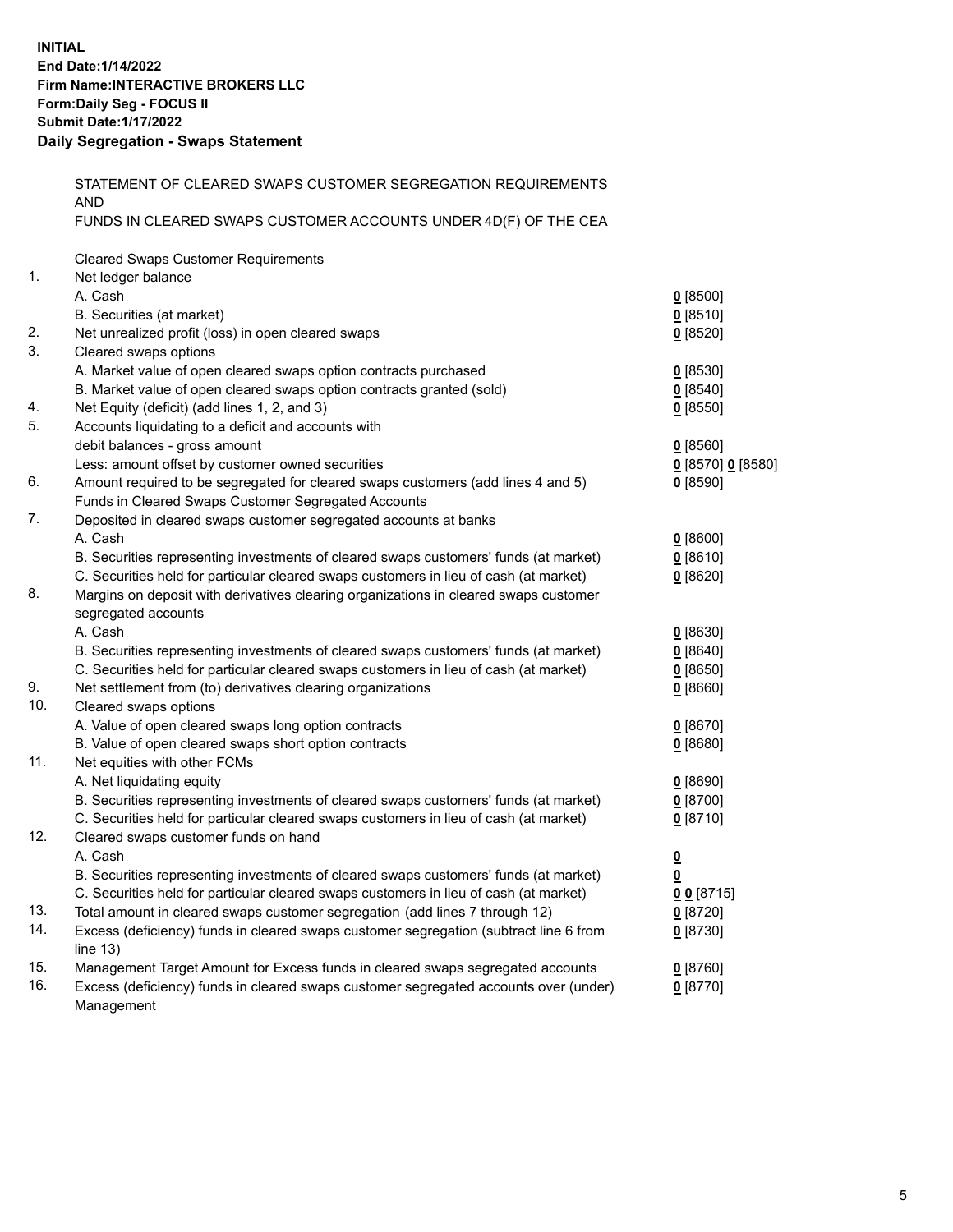**INITIAL**
**End Date:1/14/2022**
**Firm Name:INTERACTIVE BROKERS LLC**
**Form:Daily Seg - FOCUS II**
**Submit Date:1/17/2022**
**Daily Segregation - Swaps Statement**

STATEMENT OF CLEARED SWAPS CUSTOMER SEGREGATION REQUIREMENTS AND FUNDS IN CLEARED SWAPS CUSTOMER ACCOUNTS UNDER 4D(F) OF THE CEA

| | | |
|---|---|---|
| | Cleared Swaps Customer Requirements | |
| 1. | Net ledger balance | |
| | A. Cash | 0 [8500] |
| | B. Securities (at market) | 0 [8510] |
| 2. | Net unrealized profit (loss) in open cleared swaps | 0 [8520] |
| 3. | Cleared swaps options | |
| | A. Market value of open cleared swaps option contracts purchased | 0 [8530] |
| | B. Market value of open cleared swaps option contracts granted (sold) | 0 [8540] |
| 4. | Net Equity (deficit) (add lines 1, 2, and 3) | 0 [8550] |
| 5. | Accounts liquidating to a deficit and accounts with debit balances - gross amount | 0 [8560] |
| | Less: amount offset by customer owned securities | 0 [8570] 0 [8580] |
| 6. | Amount required to be segregated for cleared swaps customers (add lines 4 and 5) | 0 [8590] |
| | Funds in Cleared Swaps Customer Segregated Accounts | |
| 7. | Deposited in cleared swaps customer segregated accounts at banks | |
| | A. Cash | 0 [8600] |
| | B. Securities representing investments of cleared swaps customers' funds (at market) | 0 [8610] |
| | C. Securities held for particular cleared swaps customers in lieu of cash (at market) | 0 [8620] |
| 8. | Margins on deposit with derivatives clearing organizations in cleared swaps customer segregated accounts | |
| | A. Cash | 0 [8630] |
| | B. Securities representing investments of cleared swaps customers' funds (at market) | 0 [8640] |
| | C. Securities held for particular cleared swaps customers in lieu of cash (at market) | 0 [8650] |
| 9. | Net settlement from (to) derivatives clearing organizations | 0 [8660] |
| 10. | Cleared swaps options | |
| | A. Value of open cleared swaps long option contracts | 0 [8670] |
| | B. Value of open cleared swaps short option contracts | 0 [8680] |
| 11. | Net equities with other FCMs | |
| | A. Net liquidating equity | 0 [8690] |
| | B. Securities representing investments of cleared swaps customers' funds (at market) | 0 [8700] |
| | C. Securities held for particular cleared swaps customers in lieu of cash (at market) | 0 [8710] |
| 12. | Cleared swaps customer funds on hand | |
| | A. Cash | 0 |
| | B. Securities representing investments of cleared swaps customers' funds (at market) | 0 |
| | C. Securities held for particular cleared swaps customers in lieu of cash (at market) | 0 0 [8715] |
| 13. | Total amount in cleared swaps customer segregation (add lines 7 through 12) | 0 [8720] |
| 14. | Excess (deficiency) funds in cleared swaps customer segregation (subtract line 6 from line 13) | 0 [8730] |
| 15. | Management Target Amount for Excess funds in cleared swaps segregated accounts | 0 [8760] |
| 16. | Excess (deficiency) funds in cleared swaps customer segregated accounts over (under) Management | 0 [8770] |